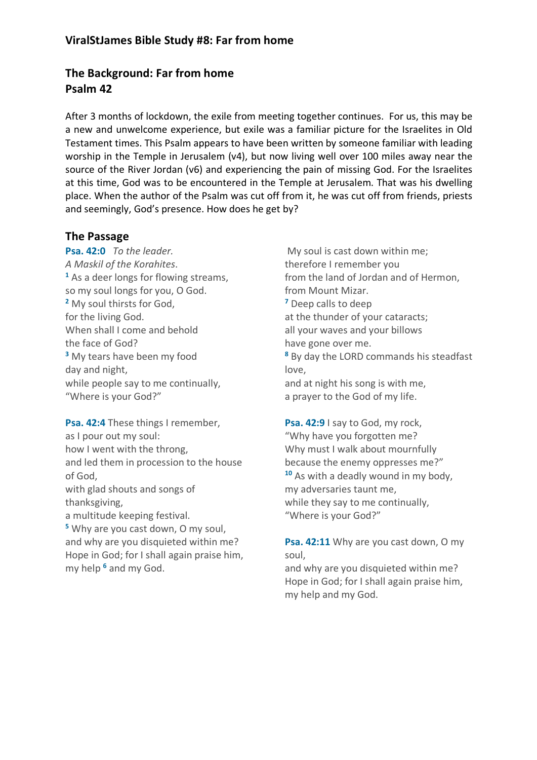## ViralStJames Bible Study #8: Far from home

## The Background: Far from home
## Psalm 42

After 3 months of lockdown, the exile from meeting together continues. For us, this may be a new and unwelcome experience, but exile was a familiar picture for the Israelites in Old Testament times. This Psalm appears to have been written by someone familiar with leading worship in the Temple in Jerusalem (v4), but now living well over 100 miles away near the source of the River Jordan (v6) and experiencing the pain of missing God. For the Israelites at this time, God was to be encountered in the Temple at Jerusalem. That was his dwelling place. When the author of the Psalm was cut off from it, he was cut off from friends, priests and seemingly, God's presence. How does he get by?

### The Passage

**Psa. 42:0** *To the leader.*
*A Maskil of the Korahites*.
[1] As a deer longs for flowing streams,
so my soul longs for you, O God.
[2] My soul thirsts for God,
for the living God.
When shall I come and behold
the face of God?
[3] My tears have been my food
day and night,
while people say to me continually,
"Where is your God?"

**Psa. 42:4** These things I remember,
as I pour out my soul:
how I went with the throng,
and led them in procession to the house of God,
with glad shouts and songs of thanksgiving,
a multitude keeping festival.
[5] Why are you cast down, O my soul,
and why are you disquieted within me?
Hope in God; for I shall again praise him,
my help [6] and my God.

My soul is cast down within me;
therefore I remember you
from the land of Jordan and of Hermon,
from Mount Mizar.
[7] Deep calls to deep
at the thunder of your cataracts;
all your waves and your billows
have gone over me.
[8] By day the LORD commands his steadfast love,
and at night his song is with me,
a prayer to the God of my life.

**Psa. 42:9** I say to God, my rock,
"Why have you forgotten me?
Why must I walk about mournfully
because the enemy oppresses me?"
[10] As with a deadly wound in my body,
my adversaries taunt me,
while they say to me continually,
"Where is your God?"

**Psa. 42:11** Why are you cast down, O my soul,
and why are you disquieted within me?
Hope in God; for I shall again praise him,
my help and my God.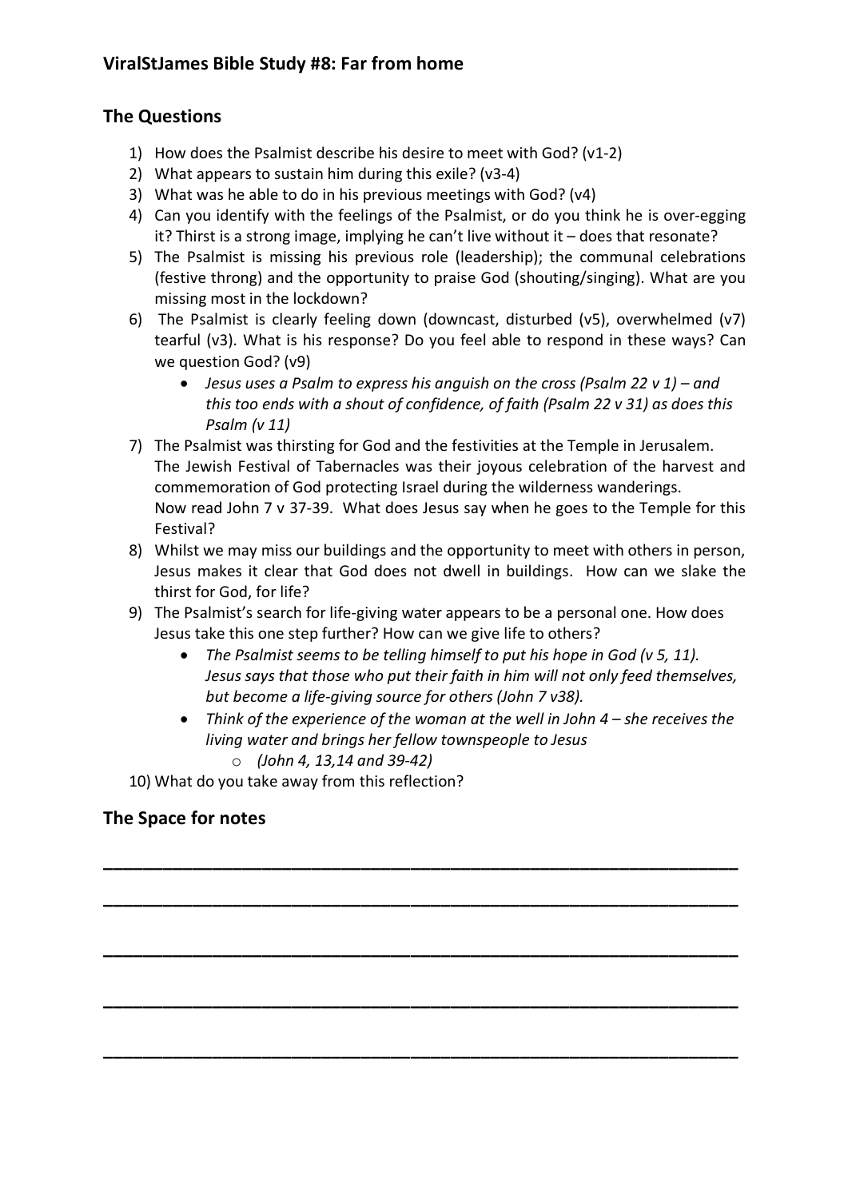## ViralStJames Bible Study #8: Far from home

## The Questions

1) How does the Psalmist describe his desire to meet with God? (v1-2)
2) What appears to sustain him during this exile? (v3-4)
3) What was he able to do in his previous meetings with God? (v4)
4) Can you identify with the feelings of the Psalmist, or do you think he is over-egging it? Thirst is a strong image, implying he can't live without it – does that resonate?
5) The Psalmist is missing his previous role (leadership); the communal celebrations (festive throng) and the opportunity to praise God (shouting/singing). What are you missing most in the lockdown?
6) The Psalmist is clearly feeling down (downcast, disturbed (v5), overwhelmed (v7) tearful (v3). What is his response? Do you feel able to respond in these ways? Can we question God? (v9)
   - *Jesus uses a Psalm to express his anguish on the cross (Psalm 22 v 1) – and this too ends with a shout of confidence, of faith (Psalm 22 v 31) as does this Psalm (v 11)*
7) The Psalmist was thirsting for God and the festivities at the Temple in Jerusalem. The Jewish Festival of Tabernacles was their joyous celebration of the harvest and commemoration of God protecting Israel during the wilderness wanderings. Now read John 7 v 37-39. What does Jesus say when he goes to the Temple for this Festival?
8) Whilst we may miss our buildings and the opportunity to meet with others in person, Jesus makes it clear that God does not dwell in buildings. How can we slake the thirst for God, for life?
9) The Psalmist's search for life-giving water appears to be a personal one. How does Jesus take this one step further? How can we give life to others?
   - *The Psalmist seems to be telling himself to put his hope in God (v 5, 11). Jesus says that those who put their faith in him will not only feed themselves, but become a life-giving source for others (John 7 v38).*
   - *Think of the experience of the woman at the well in John 4 – she receives the living water and brings her fellow townspeople to Jesus*
     - *(John 4, 13,14 and 39-42)*
10) What do you take away from this reflection?

## The Space for notes

\_\_\_\_\_\_\_\_\_\_\_\_\_\_\_\_\_\_\_\_\_\_\_\_\_\_\_\_\_\_\_\_\_\_\_\_\_\_\_\_\_\_\_\_\_\_\_\_\_\_\_\_\_\_\_\_\_\_

\_\_\_\_\_\_\_\_\_\_\_\_\_\_\_\_\_\_\_\_\_\_\_\_\_\_\_\_\_\_\_\_\_\_\_\_\_\_\_\_\_\_\_\_\_\_\_\_\_\_\_\_\_\_\_\_\_\_

\_\_\_\_\_\_\_\_\_\_\_\_\_\_\_\_\_\_\_\_\_\_\_\_\_\_\_\_\_\_\_\_\_\_\_\_\_\_\_\_\_\_\_\_\_\_\_\_\_\_\_\_\_\_\_\_\_\_

\_\_\_\_\_\_\_\_\_\_\_\_\_\_\_\_\_\_\_\_\_\_\_\_\_\_\_\_\_\_\_\_\_\_\_\_\_\_\_\_\_\_\_\_\_\_\_\_\_\_\_\_\_\_\_\_\_\_

\_\_\_\_\_\_\_\_\_\_\_\_\_\_\_\_\_\_\_\_\_\_\_\_\_\_\_\_\_\_\_\_\_\_\_\_\_\_\_\_\_\_\_\_\_\_\_\_\_\_\_\_\_\_\_\_\_\_